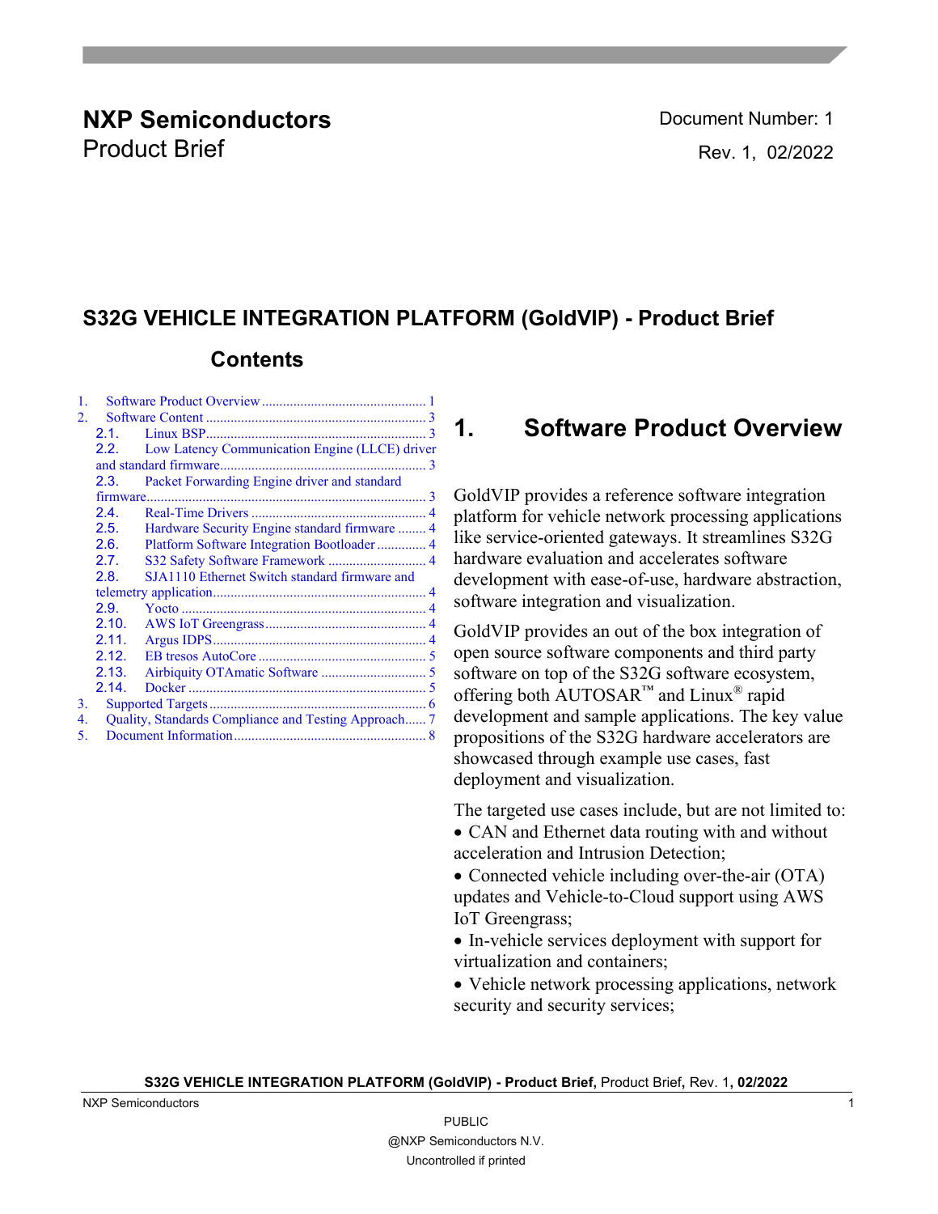**NXP Semiconductors**
Product Brief

Document Number: 1
Rev. 1, 02/2022

# S32G VEHICLE INTEGRATION PLATFORM (GoldVIP) - Product Brief

## Contents

1. Software Product Overview ........ 1
2. Software Content ........ 3
   - 2.1. Linux BSP ........ 3
   - 2.2. Low Latency Communication Engine (LLCE) driver and standard firmware ........ 3
   - 2.3. Packet Forwarding Engine driver and standard firmware ........ 3
   - 2.4. Real-Time Drivers ........ 4
   - 2.5. Hardware Security Engine standard firmware ........ 4
   - 2.6. Platform Software Integration Bootloader ........ 4
   - 2.7. S32 Safety Software Framework ........ 4
   - 2.8. SJA1110 Ethernet Switch standard firmware and telemetry application ........ 4
   - 2.9. Yocto ........ 4
   - 2.10. AWS IoT Greengrass ........ 4
   - 2.11. Argus IDPS ........ 4
   - 2.12. EB tresos AutoCore ........ 5
   - 2.13. Airbiquity OTAmatic Software ........ 5
   - 2.14. Docker ........ 5
3. Supported Targets ........ 6
4. Quality, Standards Compliance and Testing Approach ........ 7
5. Document Information ........ 8

## 1. Software Product Overview

GoldVIP provides a reference software integration platform for vehicle network processing applications like service-oriented gateways. It streamlines S32G hardware evaluation and accelerates software development with ease-of-use, hardware abstraction, software integration and visualization.

GoldVIP provides an out of the box integration of open source software components and third party software on top of the S32G software ecosystem, offering both AUTOSAR™ and Linux® rapid development and sample applications. The key value propositions of the S32G hardware accelerators are showcased through example use cases, fast deployment and visualization.

The targeted use cases include, but are not limited to:

- CAN and Ethernet data routing with and without acceleration and Intrusion Detection;
- Connected vehicle including over-the-air (OTA) updates and Vehicle-to-Cloud support using AWS IoT Greengrass;
- In-vehicle services deployment with support for virtualization and containers;
- Vehicle network processing applications, network security and security services;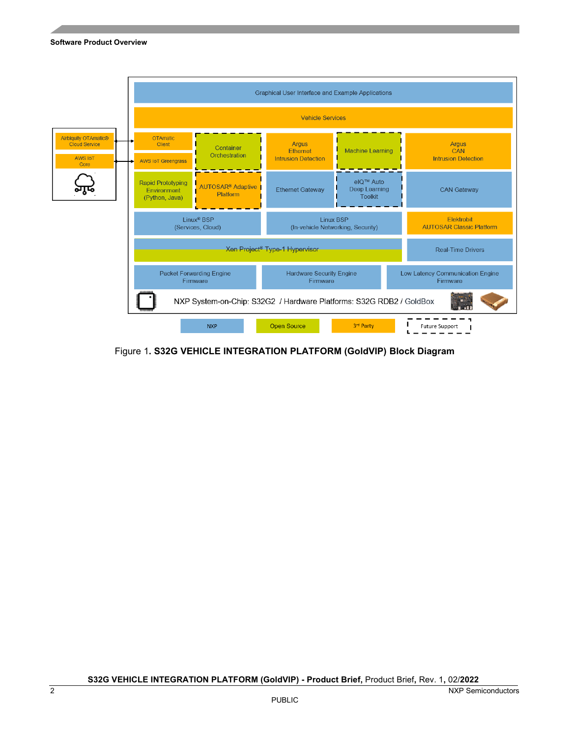Graphical User Interface and Example Applications

Vehicle Services

Airbiquity OTAmatic® Cloud Service

AWS IoT Core

OTAmatic Client

AWS IoT Greengrass

Container Orchestration

Argus Ethernet Intrusion Detection

Machine Learning

Argus CAN Intrusion Detection

Rapid Prototyping Environment (Python, Java)

AUTOSAR® Adaptive Platform

Ethernet Gateway

eIQ™ Auto Deep Learning Toolkit

CAN Gateway

Linux® BSP (Services, Cloud)

Linux BSP (In-vehicle Networking, Security)

Elektrobit AUTOSAR Classic Platform

Xen Project® Type-1 Hypervisor

Real-Time Drivers

Packet Forwarding Engine Firmware

Hardware Security Engine Firmware

Low Latency Communication Engine Firmware

NXP System-on-Chip: S32G2 / Hardware Platforms: S32G RDB2 / GoldBox

NXP | Open Source | 3rd Party | Future Support

Figure 1. **S32G VEHICLE INTEGRATION PLATFORM (GoldVIP) Block Diagram**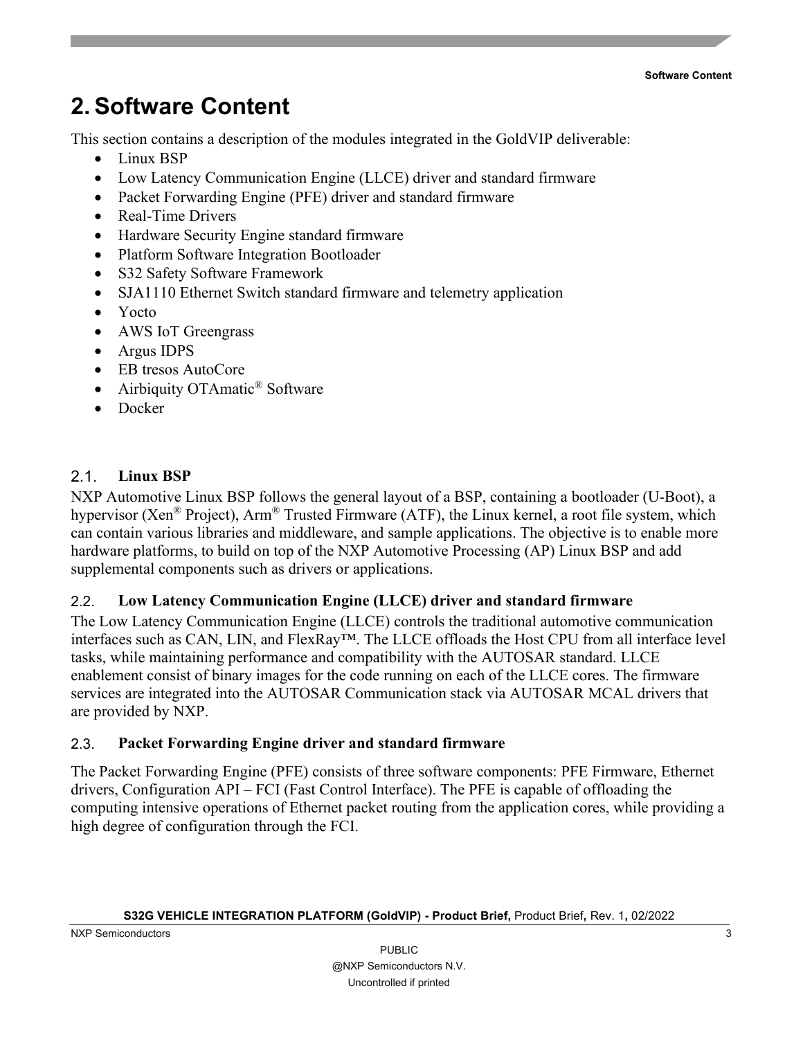# 2. Software Content

This section contains a description of the modules integrated in the GoldVIP deliverable:

- Linux BSP
- Low Latency Communication Engine (LLCE) driver and standard firmware
- Packet Forwarding Engine (PFE) driver and standard firmware
- Real-Time Drivers
- Hardware Security Engine standard firmware
- Platform Software Integration Bootloader
- S32 Safety Software Framework
- SJA1110 Ethernet Switch standard firmware and telemetry application
- Yocto
- AWS IoT Greengrass
- Argus IDPS
- EB tresos AutoCore
- Airbiquity OTAmatic® Software
- Docker

## 2.1. Linux BSP

NXP Automotive Linux BSP follows the general layout of a BSP, containing a bootloader (U-Boot), a hypervisor (Xen® Project), Arm® Trusted Firmware (ATF), the Linux kernel, a root file system, which can contain various libraries and middleware, and sample applications. The objective is to enable more hardware platforms, to build on top of the NXP Automotive Processing (AP) Linux BSP and add supplemental components such as drivers or applications.

## 2.2. Low Latency Communication Engine (LLCE) driver and standard firmware

The Low Latency Communication Engine (LLCE) controls the traditional automotive communication interfaces such as CAN, LIN, and FlexRay™. The LLCE offloads the Host CPU from all interface level tasks, while maintaining performance and compatibility with the AUTOSAR standard. LLCE enablement consist of binary images for the code running on each of the LLCE cores. The firmware services are integrated into the AUTOSAR Communication stack via AUTOSAR MCAL drivers that are provided by NXP.

## 2.3. Packet Forwarding Engine driver and standard firmware

The Packet Forwarding Engine (PFE) consists of three software components: PFE Firmware, Ethernet drivers, Configuration API – FCI (Fast Control Interface). The PFE is capable of offloading the computing intensive operations of Ethernet packet routing from the application cores, while providing a high degree of configuration through the FCI.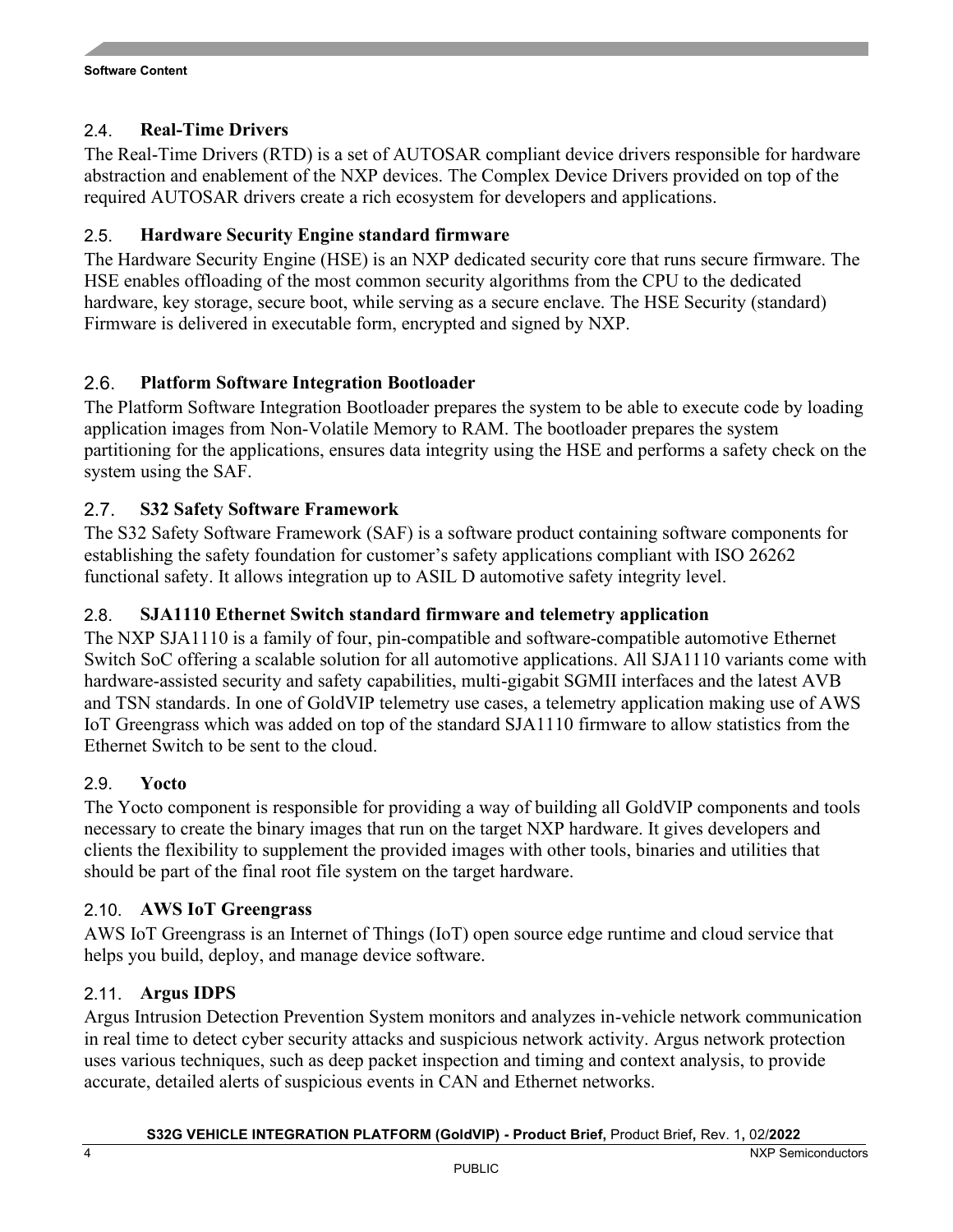## 2.4. Real-Time Drivers

The Real-Time Drivers (RTD) is a set of AUTOSAR compliant device drivers responsible for hardware abstraction and enablement of the NXP devices. The Complex Device Drivers provided on top of the required AUTOSAR drivers create a rich ecosystem for developers and applications.

## 2.5. Hardware Security Engine standard firmware

The Hardware Security Engine (HSE) is an NXP dedicated security core that runs secure firmware. The HSE enables offloading of the most common security algorithms from the CPU to the dedicated hardware, key storage, secure boot, while serving as a secure enclave. The HSE Security (standard) Firmware is delivered in executable form, encrypted and signed by NXP.

## 2.6. Platform Software Integration Bootloader

The Platform Software Integration Bootloader prepares the system to be able to execute code by loading application images from Non-Volatile Memory to RAM. The bootloader prepares the system partitioning for the applications, ensures data integrity using the HSE and performs a safety check on the system using the SAF.

## 2.7. S32 Safety Software Framework

The S32 Safety Software Framework (SAF) is a software product containing software components for establishing the safety foundation for customer's safety applications compliant with ISO 26262 functional safety. It allows integration up to ASIL D automotive safety integrity level.

## 2.8. SJA1110 Ethernet Switch standard firmware and telemetry application

The NXP SJA1110 is a family of four, pin-compatible and software-compatible automotive Ethernet Switch SoC offering a scalable solution for all automotive applications. All SJA1110 variants come with hardware-assisted security and safety capabilities, multi-gigabit SGMII interfaces and the latest AVB and TSN standards. In one of GoldVIP telemetry use cases, a telemetry application making use of AWS IoT Greengrass which was added on top of the standard SJA1110 firmware to allow statistics from the Ethernet Switch to be sent to the cloud.

## 2.9. Yocto

The Yocto component is responsible for providing a way of building all GoldVIP components and tools necessary to create the binary images that run on the target NXP hardware. It gives developers and clients the flexibility to supplement the provided images with other tools, binaries and utilities that should be part of the final root file system on the target hardware.

## 2.10. AWS IoT Greengrass

AWS IoT Greengrass is an Internet of Things (IoT) open source edge runtime and cloud service that helps you build, deploy, and manage device software.

## 2.11. Argus IDPS

Argus Intrusion Detection Prevention System monitors and analyzes in-vehicle network communication in real time to detect cyber security attacks and suspicious network activity. Argus network protection uses various techniques, such as deep packet inspection and timing and context analysis, to provide accurate, detailed alerts of suspicious events in CAN and Ethernet networks.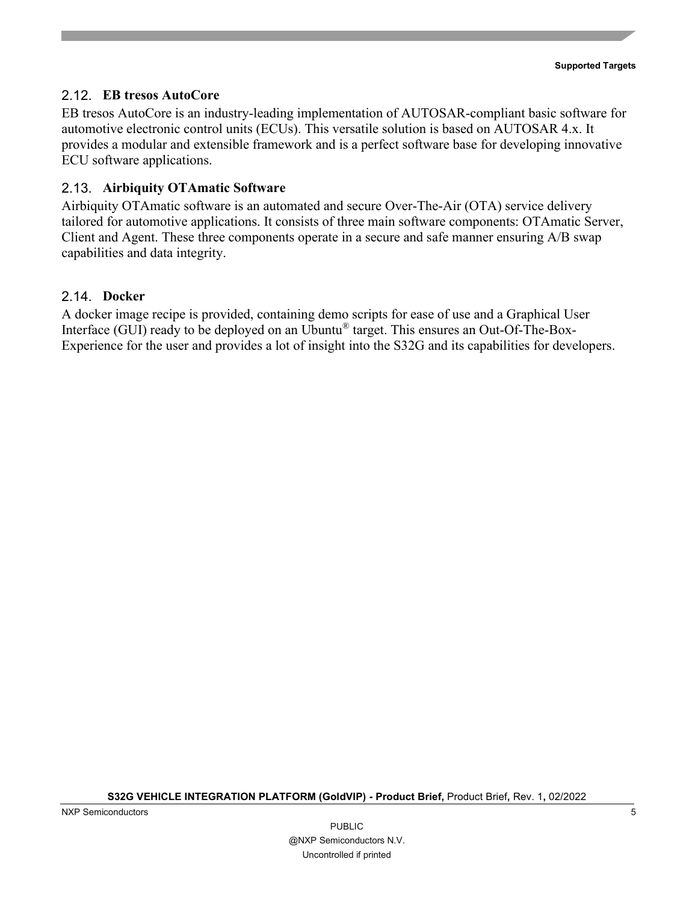## 2.12. EB tresos AutoCore

EB tresos AutoCore is an industry-leading implementation of AUTOSAR-compliant basic software for automotive electronic control units (ECUs). This versatile solution is based on AUTOSAR 4.x. It provides a modular and extensible framework and is a perfect software base for developing innovative ECU software applications.

## 2.13. Airbiquity OTAmatic Software

Airbiquity OTAmatic software is an automated and secure Over-The-Air (OTA) service delivery tailored for automotive applications. It consists of three main software components: OTAmatic Server, Client and Agent. These three components operate in a secure and safe manner ensuring A/B swap capabilities and data integrity.

## 2.14. Docker

A docker image recipe is provided, containing demo scripts for ease of use and a Graphical User Interface (GUI) ready to be deployed on an Ubuntu® target. This ensures an Out-Of-The-Box-Experience for the user and provides a lot of insight into the S32G and its capabilities for developers.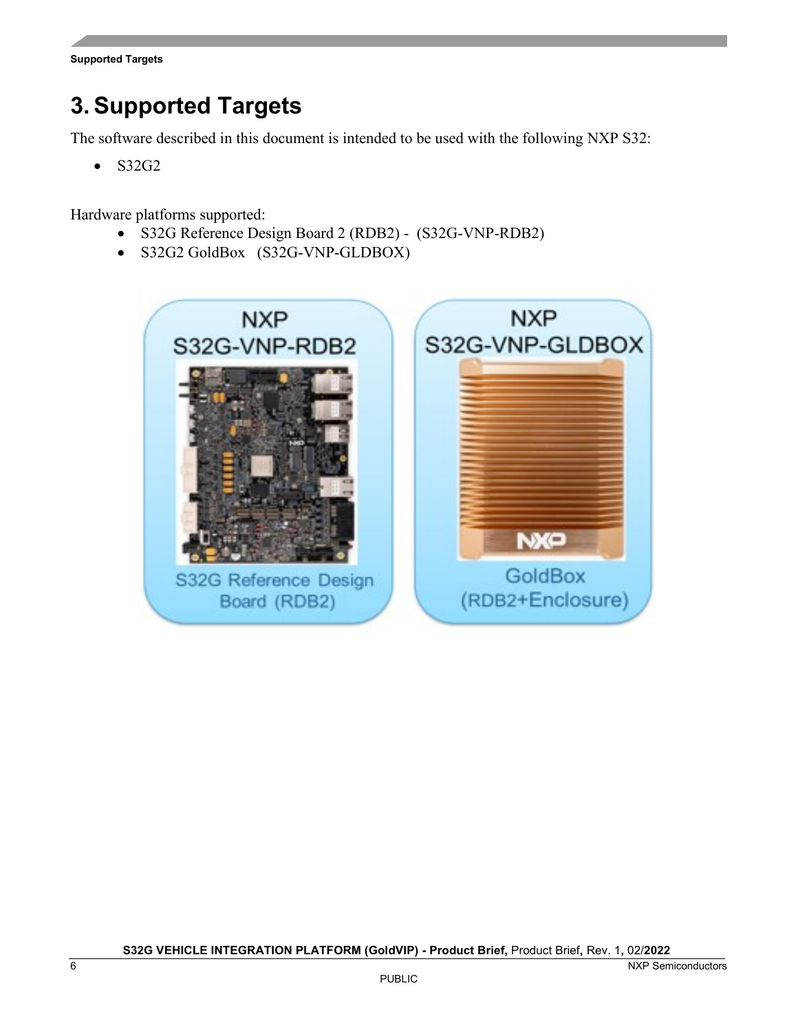# 3. Supported Targets

The software described in this document is intended to be used with the following NXP S32:

- S32G2

Hardware platforms supported:

- S32G Reference Design Board 2 (RDB2) - (S32G-VNP-RDB2)
- S32G2 GoldBox (S32G-VNP-GLDBOX)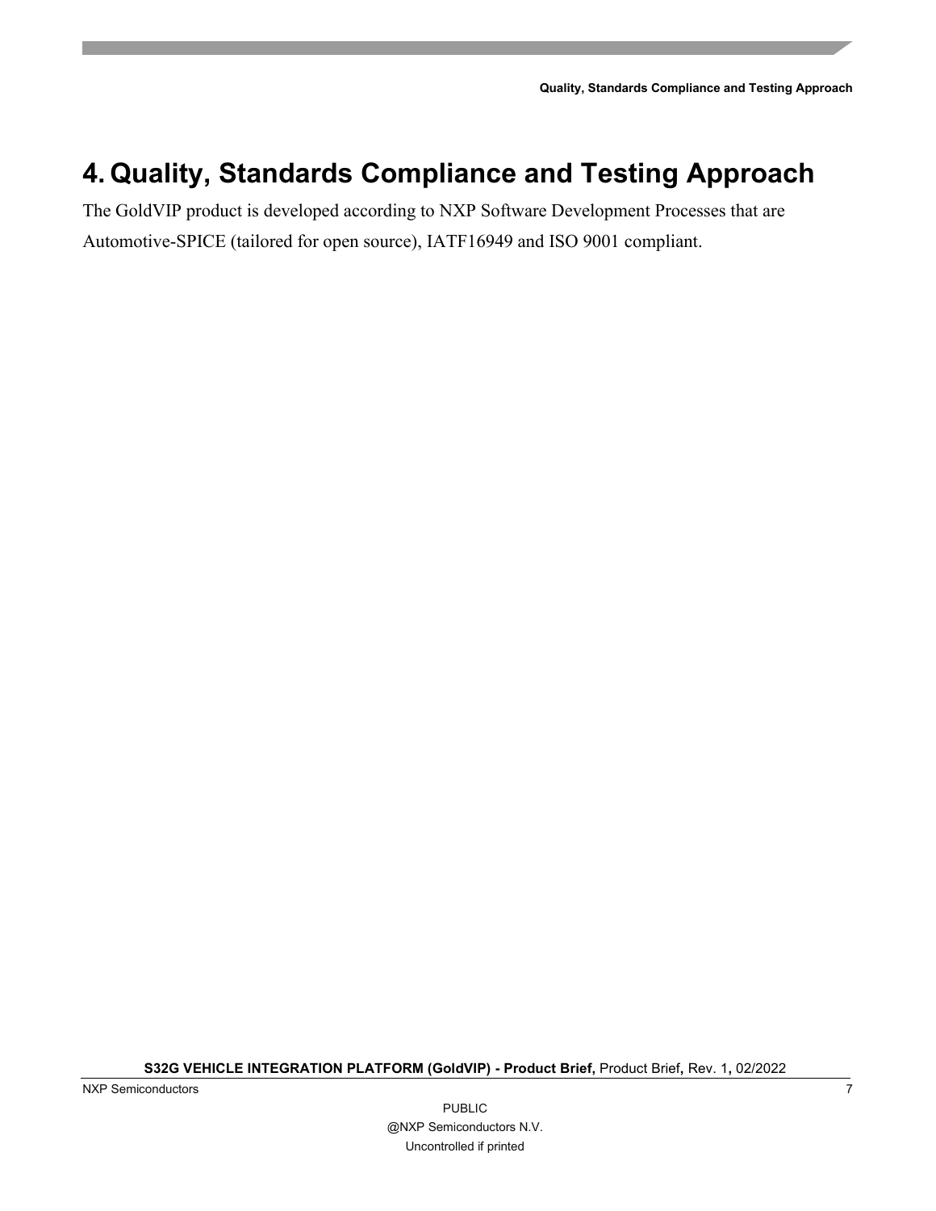# 4. Quality, Standards Compliance and Testing Approach

The GoldVIP product is developed according to NXP Software Development Processes that are Automotive-SPICE (tailored for open source), IATF16949 and ISO 9001 compliant.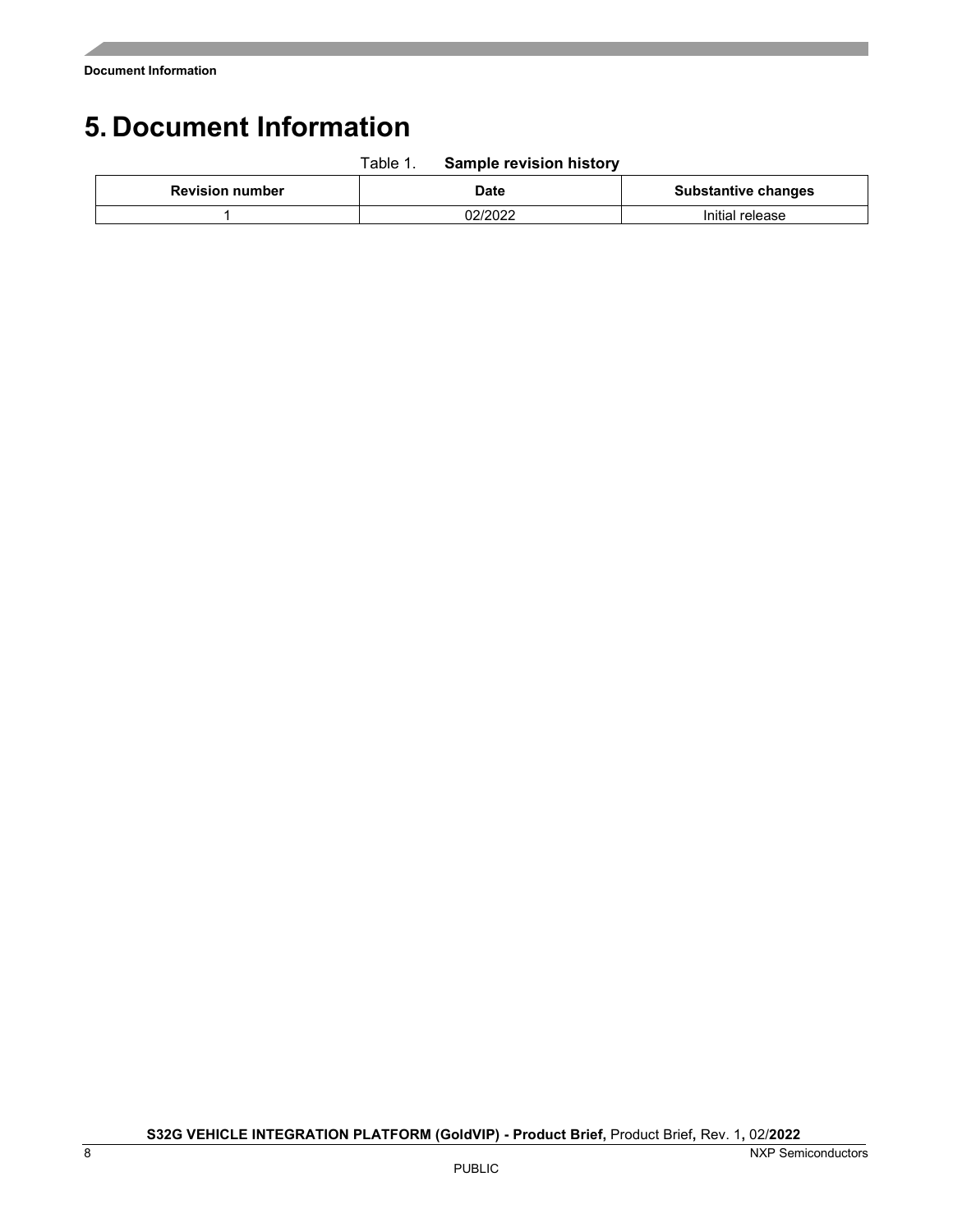# 5. Document Information

Table 1. **Sample revision history**

| Revision number | Date | Substantive changes |
| --- | --- | --- |
| 1 | 02/2022 | Initial release |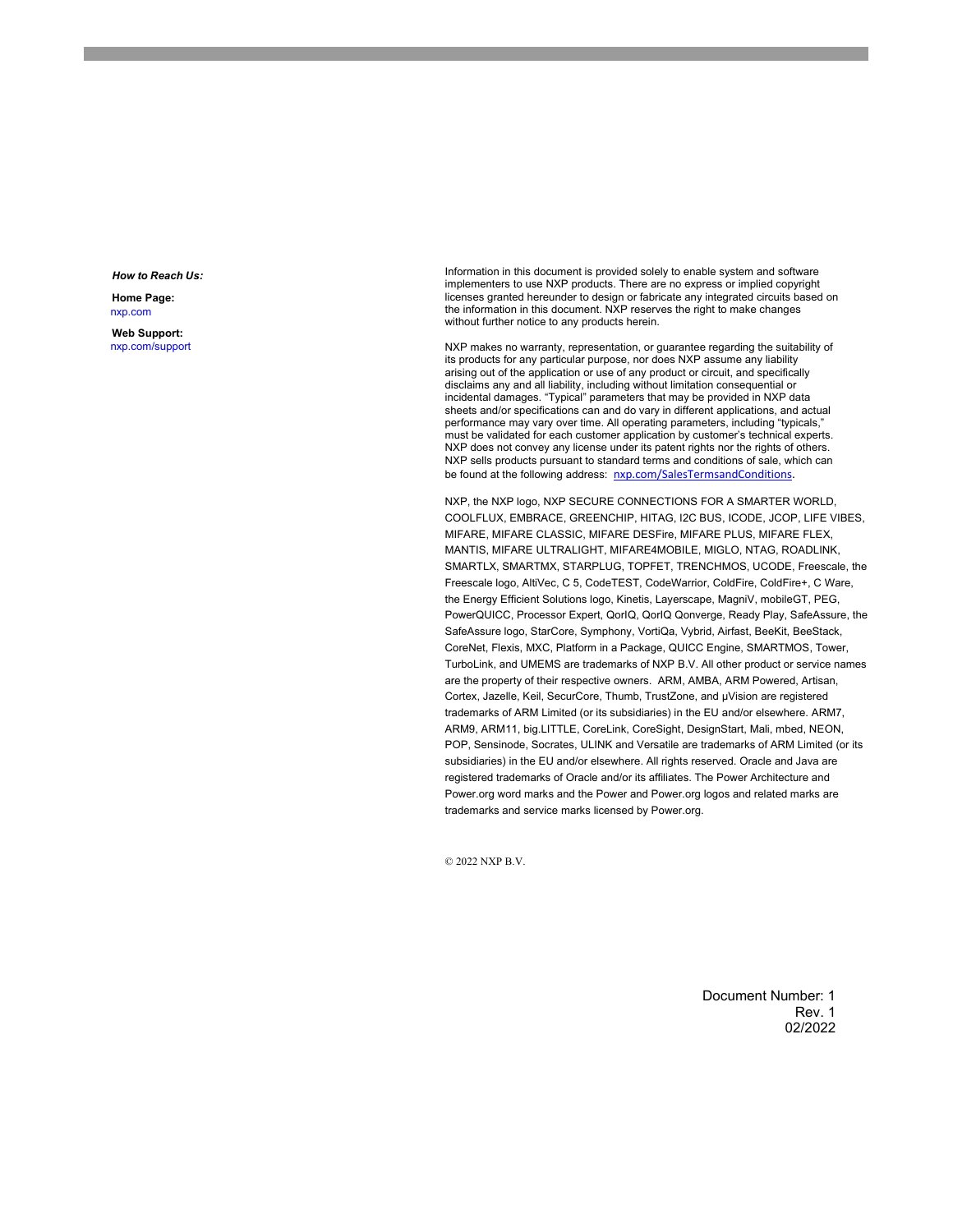***How to Reach Us:***

**Home Page:**
nxp.com

**Web Support:**
nxp.com/support

Information in this document is provided solely to enable system and software implementers to use NXP products. There are no express or implied copyright licenses granted hereunder to design or fabricate any integrated circuits based on the information in this document. NXP reserves the right to make changes without further notice to any products herein.

NXP makes no warranty, representation, or guarantee regarding the suitability of its products for any particular purpose, nor does NXP assume any liability arising out of the application or use of any product or circuit, and specifically disclaims any and all liability, including without limitation consequential or incidental damages. "Typical" parameters that may be provided in NXP data sheets and/or specifications can and do vary in different applications, and actual performance may vary over time. All operating parameters, including "typicals," must be validated for each customer application by customer's technical experts. NXP does not convey any license under its patent rights nor the rights of others. NXP sells products pursuant to standard terms and conditions of sale, which can be found at the following address: nxp.com/SalesTermsandConditions.

NXP, the NXP logo, NXP SECURE CONNECTIONS FOR A SMARTER WORLD, COOLFLUX, EMBRACE, GREENCHIP, HITAG, I2C BUS, ICODE, JCOP, LIFE VIBES, MIFARE, MIFARE CLASSIC, MIFARE DESFire, MIFARE PLUS, MIFARE FLEX, MANTIS, MIFARE ULTRALIGHT, MIFARE4MOBILE, MIGLO, NTAG, ROADLINK, SMARTLX, SMARTMX, STARPLUG, TOPFET, TRENCHMOS, UCODE, Freescale, the Freescale logo, AltiVec, C 5, CodeTEST, CodeWarrior, ColdFire, ColdFire+, C Ware, the Energy Efficient Solutions logo, Kinetis, Layerscape, MagniV, mobileGT, PEG, PowerQUICC, Processor Expert, QorIQ, QorIQ Qonverge, Ready Play, SafeAssure, the SafeAssure logo, StarCore, Symphony, VortiQa, Vybrid, Airfast, BeeKit, BeeStack, CoreNet, Flexis, MXC, Platform in a Package, QUICC Engine, SMARTMOS, Tower, TurboLink, and UMEMS are trademarks of NXP B.V. All other product or service names are the property of their respective owners. ARM, AMBA, ARM Powered, Artisan, Cortex, Jazelle, Keil, SecurCore, Thumb, TrustZone, and μVision are registered trademarks of ARM Limited (or its subsidiaries) in the EU and/or elsewhere. ARM7, ARM9, ARM11, big.LITTLE, CoreLink, CoreSight, DesignStart, Mali, mbed, NEON, POP, Sensinode, Socrates, ULINK and Versatile are trademarks of ARM Limited (or its subsidiaries) in the EU and/or elsewhere. All rights reserved. Oracle and Java are registered trademarks of Oracle and/or its affiliates. The Power Architecture and Power.org word marks and the Power and Power.org logos and related marks are trademarks and service marks licensed by Power.org.

© 2022 NXP B.V.

Document Number: 1
Rev. 1
02/2022